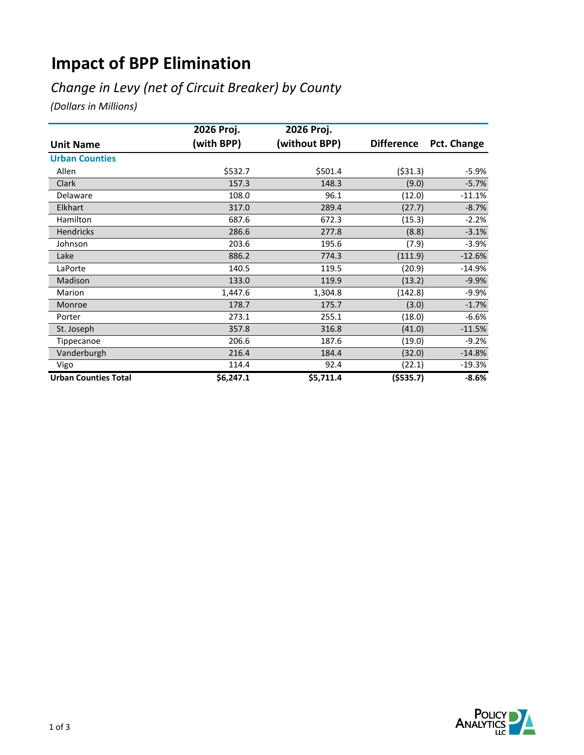# Impact of BPP Elimination

## *Change in Levy (net of Circuit Breaker) by County*

*(Dollars in Millions)*

| Unit Name | 2026 Proj. (with BPP) | 2026 Proj. (without BPP) | Difference | Pct. Change |
|---|---|---|---|---|
| **Urban Counties** | | | | |
| Allen | $532.7 | $501.4 | ($31.3) | -5.9% |
| Clark | 157.3 | 148.3 | (9.0) | -5.7% |
| Delaware | 108.0 | 96.1 | (12.0) | -11.1% |
| Elkhart | 317.0 | 289.4 | (27.7) | -8.7% |
| Hamilton | 687.6 | 672.3 | (15.3) | -2.2% |
| Hendricks | 286.6 | 277.8 | (8.8) | -3.1% |
| Johnson | 203.6 | 195.6 | (7.9) | -3.9% |
| Lake | 886.2 | 774.3 | (111.9) | -12.6% |
| LaPorte | 140.5 | 119.5 | (20.9) | -14.9% |
| Madison | 133.0 | 119.9 | (13.2) | -9.9% |
| Marion | 1,447.6 | 1,304.8 | (142.8) | -9.9% |
| Monroe | 178.7 | 175.7 | (3.0) | -1.7% |
| Porter | 273.1 | 255.1 | (18.0) | -6.6% |
| St. Joseph | 357.8 | 316.8 | (41.0) | -11.5% |
| Tippecanoe | 206.6 | 187.6 | (19.0) | -9.2% |
| Vanderburgh | 216.4 | 184.4 | (32.0) | -14.8% |
| Vigo | 114.4 | 92.4 | (22.1) | -19.3% |
| **Urban Counties Total** | **$6,247.1** | **$5,711.4** | **($535.7)** | **-8.6%** |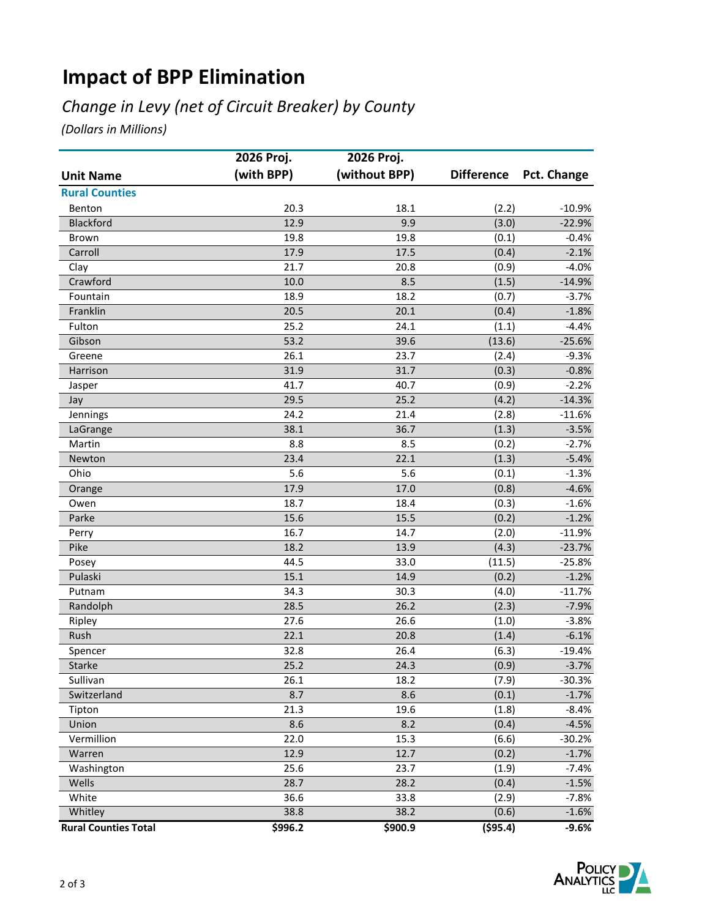# Impact of BPP Elimination

*Change in Levy (net of Circuit Breaker) by County*

*(Dollars in Millions)*

| Unit Name | 2026 Proj. (with BPP) | 2026 Proj. (without BPP) | Difference | Pct. Change |
|---|---|---|---|---|
| **Rural Counties** | | | | |
| Benton | 20.3 | 18.1 | (2.2) | -10.9% |
| Blackford | 12.9 | 9.9 | (3.0) | -22.9% |
| Brown | 19.8 | 19.8 | (0.1) | -0.4% |
| Carroll | 17.9 | 17.5 | (0.4) | -2.1% |
| Clay | 21.7 | 20.8 | (0.9) | -4.0% |
| Crawford | 10.0 | 8.5 | (1.5) | -14.9% |
| Fountain | 18.9 | 18.2 | (0.7) | -3.7% |
| Franklin | 20.5 | 20.1 | (0.4) | -1.8% |
| Fulton | 25.2 | 24.1 | (1.1) | -4.4% |
| Gibson | 53.2 | 39.6 | (13.6) | -25.6% |
| Greene | 26.1 | 23.7 | (2.4) | -9.3% |
| Harrison | 31.9 | 31.7 | (0.3) | -0.8% |
| Jasper | 41.7 | 40.7 | (0.9) | -2.2% |
| Jay | 29.5 | 25.2 | (4.2) | -14.3% |
| Jennings | 24.2 | 21.4 | (2.8) | -11.6% |
| LaGrange | 38.1 | 36.7 | (1.3) | -3.5% |
| Martin | 8.8 | 8.5 | (0.2) | -2.7% |
| Newton | 23.4 | 22.1 | (1.3) | -5.4% |
| Ohio | 5.6 | 5.6 | (0.1) | -1.3% |
| Orange | 17.9 | 17.0 | (0.8) | -4.6% |
| Owen | 18.7 | 18.4 | (0.3) | -1.6% |
| Parke | 15.6 | 15.5 | (0.2) | -1.2% |
| Perry | 16.7 | 14.7 | (2.0) | -11.9% |
| Pike | 18.2 | 13.9 | (4.3) | -23.7% |
| Posey | 44.5 | 33.0 | (11.5) | -25.8% |
| Pulaski | 15.1 | 14.9 | (0.2) | -1.2% |
| Putnam | 34.3 | 30.3 | (4.0) | -11.7% |
| Randolph | 28.5 | 26.2 | (2.3) | -7.9% |
| Ripley | 27.6 | 26.6 | (1.0) | -3.8% |
| Rush | 22.1 | 20.8 | (1.4) | -6.1% |
| Spencer | 32.8 | 26.4 | (6.3) | -19.4% |
| Starke | 25.2 | 24.3 | (0.9) | -3.7% |
| Sullivan | 26.1 | 18.2 | (7.9) | -30.3% |
| Switzerland | 8.7 | 8.6 | (0.1) | -1.7% |
| Tipton | 21.3 | 19.6 | (1.8) | -8.4% |
| Union | 8.6 | 8.2 | (0.4) | -4.5% |
| Vermillion | 22.0 | 15.3 | (6.6) | -30.2% |
| Warren | 12.9 | 12.7 | (0.2) | -1.7% |
| Washington | 25.6 | 23.7 | (1.9) | -7.4% |
| Wells | 28.7 | 28.2 | (0.4) | -1.5% |
| White | 36.6 | 33.8 | (2.9) | -7.8% |
| Whitley | 38.8 | 38.2 | (0.6) | -1.6% |
| **Rural Counties Total** | **$996.2** | **$900.9** | **($95.4)** | **-9.6%** |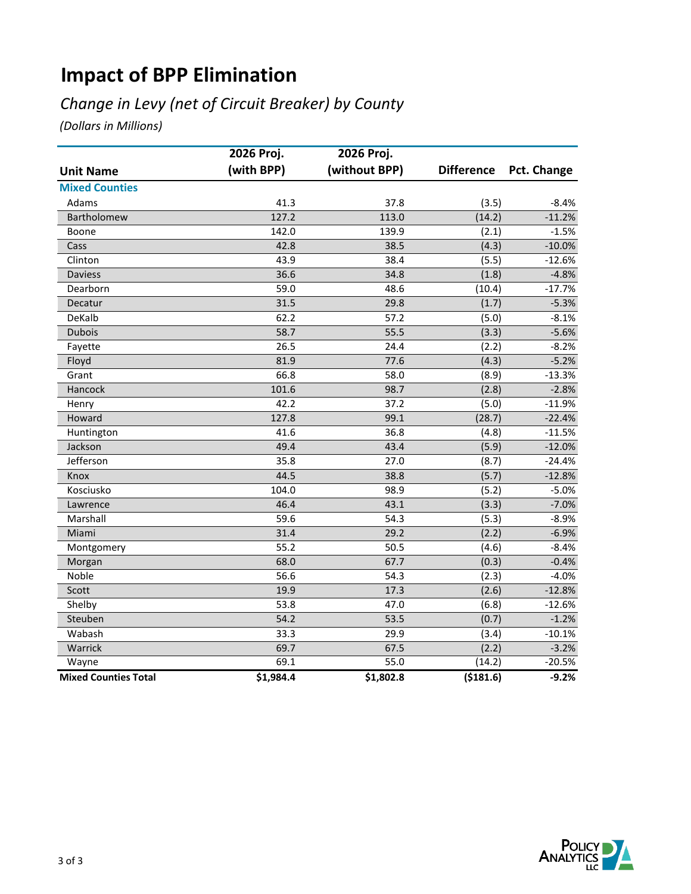# Impact of BPP Elimination

*Change in Levy (net of Circuit Breaker) by County*

*(Dollars in Millions)*

| Unit Name | 2026 Proj. (with BPP) | 2026 Proj. (without BPP) | Difference | Pct. Change |
|---|---|---|---|---|
| **Mixed Counties** | | | | |
| Adams | 41.3 | 37.8 | (3.5) | -8.4% |
| Bartholomew | 127.2 | 113.0 | (14.2) | -11.2% |
| Boone | 142.0 | 139.9 | (2.1) | -1.5% |
| Cass | 42.8 | 38.5 | (4.3) | -10.0% |
| Clinton | 43.9 | 38.4 | (5.5) | -12.6% |
| Daviess | 36.6 | 34.8 | (1.8) | -4.8% |
| Dearborn | 59.0 | 48.6 | (10.4) | -17.7% |
| Decatur | 31.5 | 29.8 | (1.7) | -5.3% |
| DeKalb | 62.2 | 57.2 | (5.0) | -8.1% |
| Dubois | 58.7 | 55.5 | (3.3) | -5.6% |
| Fayette | 26.5 | 24.4 | (2.2) | -8.2% |
| Floyd | 81.9 | 77.6 | (4.3) | -5.2% |
| Grant | 66.8 | 58.0 | (8.9) | -13.3% |
| Hancock | 101.6 | 98.7 | (2.8) | -2.8% |
| Henry | 42.2 | 37.2 | (5.0) | -11.9% |
| Howard | 127.8 | 99.1 | (28.7) | -22.4% |
| Huntington | 41.6 | 36.8 | (4.8) | -11.5% |
| Jackson | 49.4 | 43.4 | (5.9) | -12.0% |
| Jefferson | 35.8 | 27.0 | (8.7) | -24.4% |
| Knox | 44.5 | 38.8 | (5.7) | -12.8% |
| Kosciusko | 104.0 | 98.9 | (5.2) | -5.0% |
| Lawrence | 46.4 | 43.1 | (3.3) | -7.0% |
| Marshall | 59.6 | 54.3 | (5.3) | -8.9% |
| Miami | 31.4 | 29.2 | (2.2) | -6.9% |
| Montgomery | 55.2 | 50.5 | (4.6) | -8.4% |
| Morgan | 68.0 | 67.7 | (0.3) | -0.4% |
| Noble | 56.6 | 54.3 | (2.3) | -4.0% |
| Scott | 19.9 | 17.3 | (2.6) | -12.8% |
| Shelby | 53.8 | 47.0 | (6.8) | -12.6% |
| Steuben | 54.2 | 53.5 | (0.7) | -1.2% |
| Wabash | 33.3 | 29.9 | (3.4) | -10.1% |
| Warrick | 69.7 | 67.5 | (2.2) | -3.2% |
| Wayne | 69.1 | 55.0 | (14.2) | -20.5% |
| **Mixed Counties Total** | **$1,984.4** | **$1,802.8** | **($181.6)** | **-9.2%** |